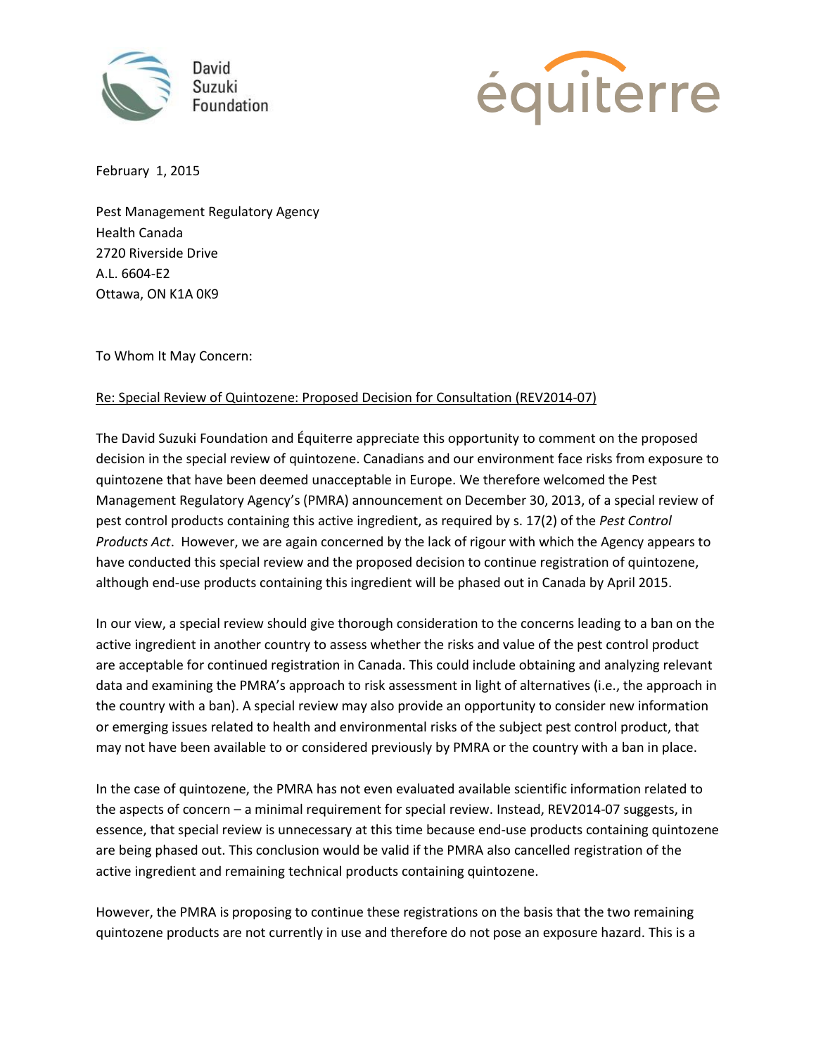David Suzuki Foundation

équiterre

February 1, 2015

Pest Management Regulatory Agency
Health Canada
2720 Riverside Drive
A.L. 6604-E2
Ottawa, ON K1A 0K9

To Whom It May Concern:

Re: Special Review of Quintozene: Proposed Decision for Consultation (REV2014-07)

The David Suzuki Foundation and Équiterre appreciate this opportunity to comment on the proposed decision in the special review of quintozene. Canadians and our environment face risks from exposure to quintozene that have been deemed unacceptable in Europe. We therefore welcomed the Pest Management Regulatory Agency's (PMRA) announcement on December 30, 2013, of a special review of pest control products containing this active ingredient, as required by s. 17(2) of the *Pest Control Products Act*. However, we are again concerned by the lack of rigour with which the Agency appears to have conducted this special review and the proposed decision to continue registration of quintozene, although end-use products containing this ingredient will be phased out in Canada by April 2015.

In our view, a special review should give thorough consideration to the concerns leading to a ban on the active ingredient in another country to assess whether the risks and value of the pest control product are acceptable for continued registration in Canada. This could include obtaining and analyzing relevant data and examining the PMRA's approach to risk assessment in light of alternatives (i.e., the approach in the country with a ban). A special review may also provide an opportunity to consider new information or emerging issues related to health and environmental risks of the subject pest control product, that may not have been available to or considered previously by PMRA or the country with a ban in place.

In the case of quintozene, the PMRA has not even evaluated available scientific information related to the aspects of concern – a minimal requirement for special review. Instead, REV2014-07 suggests, in essence, that special review is unnecessary at this time because end-use products containing quintozene are being phased out. This conclusion would be valid if the PMRA also cancelled registration of the active ingredient and remaining technical products containing quintozene.

However, the PMRA is proposing to continue these registrations on the basis that the two remaining quintozene products are not currently in use and therefore do not pose an exposure hazard. This is a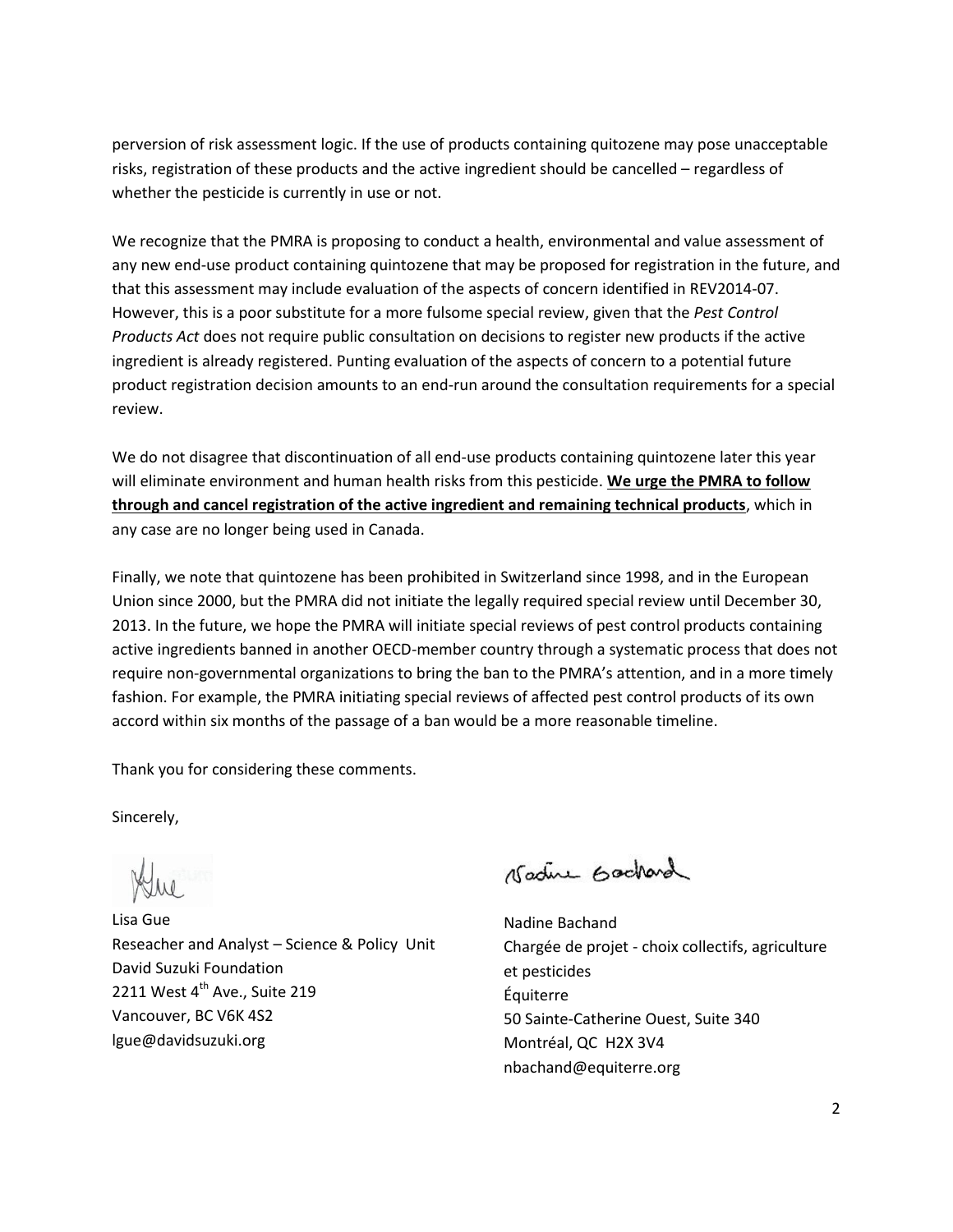perversion of risk assessment logic. If the use of products containing quitozene may pose unacceptable risks, registration of these products and the active ingredient should be cancelled – regardless of whether the pesticide is currently in use or not.

We recognize that the PMRA is proposing to conduct a health, environmental and value assessment of any new end-use product containing quintozene that may be proposed for registration in the future, and that this assessment may include evaluation of the aspects of concern identified in REV2014-07. However, this is a poor substitute for a more fulsome special review, given that the *Pest Control Products Act* does not require public consultation on decisions to register new products if the active ingredient is already registered. Punting evaluation of the aspects of concern to a potential future product registration decision amounts to an end-run around the consultation requirements for a special review.

We do not disagree that discontinuation of all end-use products containing quintozene later this year will eliminate environment and human health risks from this pesticide. **We urge the PMRA to follow through and cancel registration of the active ingredient and remaining technical products**, which in any case are no longer being used in Canada.

Finally, we note that quintozene has been prohibited in Switzerland since 1998, and in the European Union since 2000, but the PMRA did not initiate the legally required special review until December 30, 2013. In the future, we hope the PMRA will initiate special reviews of pest control products containing active ingredients banned in another OECD-member country through a systematic process that does not require non-governmental organizations to bring the ban to the PMRA's attention, and in a more timely fashion. For example, the PMRA initiating special reviews of affected pest control products of its own accord within six months of the passage of a ban would be a more reasonable timeline.

Thank you for considering these comments.

Sincerely,

Lisa Gue
Reseacher and Analyst – Science & Policy Unit
David Suzuki Foundation
2211 West 4th Ave., Suite 219
Vancouver, BC V6K 4S2
lgue@davidsuzuki.org

Nadine Bachand
Chargée de projet - choix collectifs, agriculture et pesticides
Équiterre
50 Sainte-Catherine Ouest, Suite 340
Montréal, QC H2X 3V4
nbachand@equiterre.org